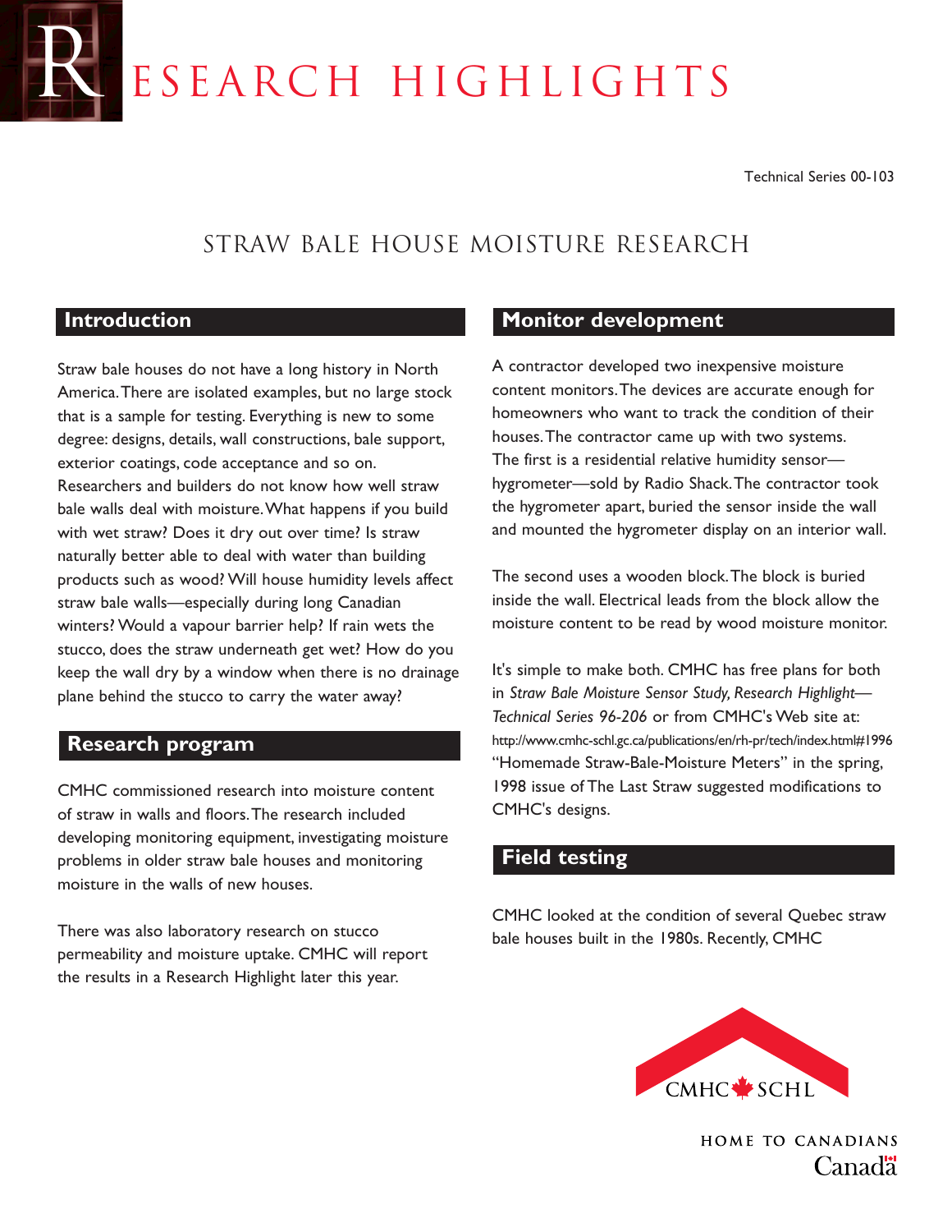# RESEARCH HIGHLIGHTS

Technical Series 00-103

## STRAW BALE HOUSE MOISTURE RESEARCH

## Introduction

Straw bale houses do not have a long history in North America. There are isolated examples, but no large stock that is a sample for testing. Everything is new to some degree: designs, details, wall constructions, bale support, exterior coatings, code acceptance and so on. Researchers and builders do not know how well straw bale walls deal with moisture. What happens if you build with wet straw? Does it dry out over time? Is straw naturally better able to deal with water than building products such as wood? Will house humidity levels affect straw bale walls—especially during long Canadian winters? Would a vapour barrier help? If rain wets the stucco, does the straw underneath get wet? How do you keep the wall dry by a window when there is no drainage plane behind the stucco to carry the water away?

## Research program

CMHC commissioned research into moisture content of straw in walls and floors. The research included developing monitoring equipment, investigating moisture problems in older straw bale houses and monitoring moisture in the walls of new houses.

There was also laboratory research on stucco permeability and moisture uptake. CMHC will report the results in a Research Highlight later this year.

## Monitor development

A contractor developed two inexpensive moisture content monitors. The devices are accurate enough for homeowners who want to track the condition of their houses. The contractor came up with two systems. The first is a residential relative humidity sensor—hygrometer—sold by Radio Shack. The contractor took the hygrometer apart, buried the sensor inside the wall and mounted the hygrometer display on an interior wall.

The second uses a wooden block. The block is buried inside the wall. Electrical leads from the block allow the moisture content to be read by wood moisture monitor.

It's simple to make both. CMHC has free plans for both in *Straw Bale Moisture Sensor Study, Research Highlight—Technical Series 96-206* or from CMHC's Web site at: http://www.cmhc-schl.gc.ca/publications/en/rh-pr/tech/index.html#1996 "Homemade Straw-Bale-Moisture Meters" in the spring, 1998 issue of The Last Straw suggested modifications to CMHC's designs.

## Field testing

CMHC looked at the condition of several Quebec straw bale houses built in the 1980s. Recently, CMHC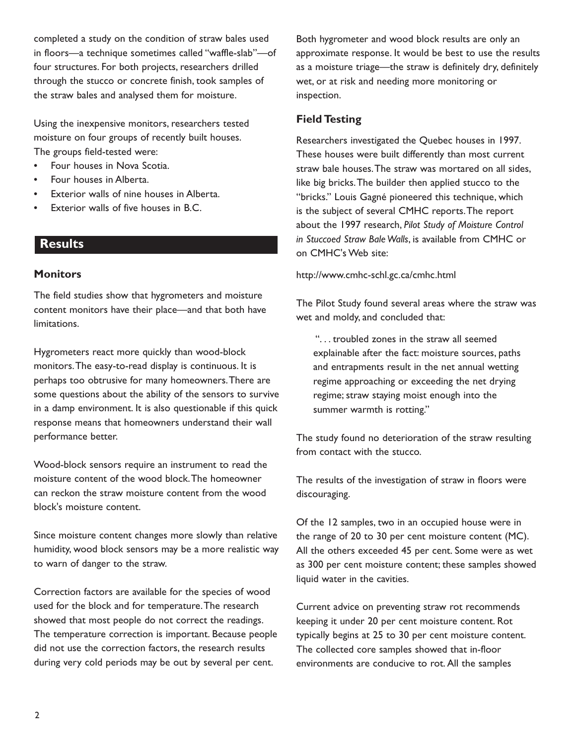completed a study on the condition of straw bales used in floors—a technique sometimes called "waffle-slab"—of four structures. For both projects, researchers drilled through the stucco or concrete finish, took samples of the straw bales and analysed them for moisture.

Using the inexpensive monitors, researchers tested moisture on four groups of recently built houses. The groups field-tested were:

- Four houses in Nova Scotia.
- Four houses in Alberta.
- Exterior walls of nine houses in Alberta.
- Exterior walls of five houses in B.C.

## Results

### Monitors

The field studies show that hygrometers and moisture content monitors have their place—and that both have limitations.

Hygrometers react more quickly than wood-block monitors. The easy-to-read display is continuous. It is perhaps too obtrusive for many homeowners. There are some questions about the ability of the sensors to survive in a damp environment. It is also questionable if this quick response means that homeowners understand their wall performance better.

Wood-block sensors require an instrument to read the moisture content of the wood block. The homeowner can reckon the straw moisture content from the wood block's moisture content.

Since moisture content changes more slowly than relative humidity, wood block sensors may be a more realistic way to warn of danger to the straw.

Correction factors are available for the species of wood used for the block and for temperature. The research showed that most people do not correct the readings. The temperature correction is important. Because people did not use the correction factors, the research results during very cold periods may be out by several per cent.

Both hygrometer and wood block results are only an approximate response. It would be best to use the results as a moisture triage—the straw is definitely dry, definitely wet, or at risk and needing more monitoring or inspection.

### Field Testing

Researchers investigated the Quebec houses in 1997. These houses were built differently than most current straw bale houses. The straw was mortared on all sides, like big bricks. The builder then applied stucco to the "bricks." Louis Gagné pioneered this technique, which is the subject of several CMHC reports. The report about the 1997 research, *Pilot Study of Moisture Control in Stuccoed Straw Bale Walls*, is available from CMHC or on CMHC's Web site:

http://www.cmhc-schl.gc.ca/cmhc.html

The Pilot Study found several areas where the straw was wet and moldy, and concluded that:

> ". . . troubled zones in the straw all seemed explainable after the fact: moisture sources, paths and entrapments result in the net annual wetting regime approaching or exceeding the net drying regime; straw staying moist enough into the summer warmth is rotting."

The study found no deterioration of the straw resulting from contact with the stucco.

The results of the investigation of straw in floors were discouraging.

Of the 12 samples, two in an occupied house were in the range of 20 to 30 per cent moisture content (MC). All the others exceeded 45 per cent. Some were as wet as 300 per cent moisture content; these samples showed liquid water in the cavities.

Current advice on preventing straw rot recommends keeping it under 20 per cent moisture content. Rot typically begins at 25 to 30 per cent moisture content. The collected core samples showed that in-floor environments are conducive to rot. All the samples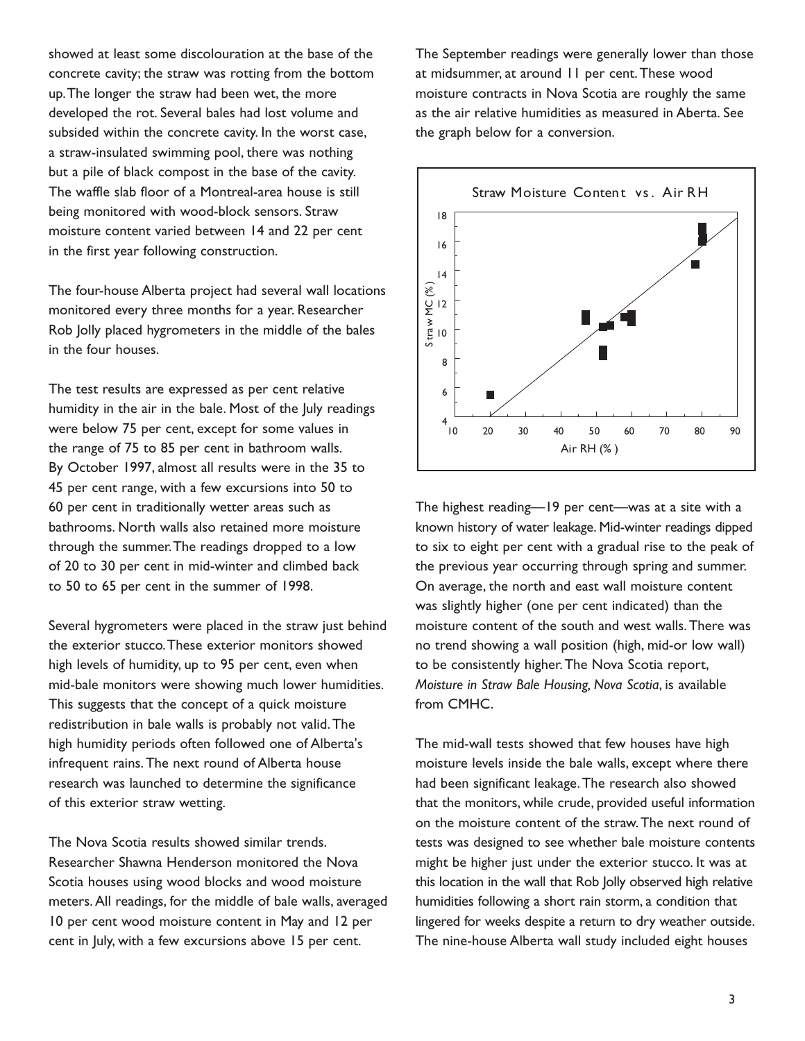showed at least some discolouration at the base of the concrete cavity; the straw was rotting from the bottom up. The longer the straw had been wet, the more developed the rot. Several bales had lost volume and subsided within the concrete cavity. In the worst case, a straw-insulated swimming pool, there was nothing but a pile of black compost in the base of the cavity. The waffle slab floor of a Montreal-area house is still being monitored with wood-block sensors. Straw moisture content varied between 14 and 22 per cent in the first year following construction.

The four-house Alberta project had several wall locations monitored every three months for a year. Researcher Rob Jolly placed hygrometers in the middle of the bales in the four houses.

The test results are expressed as per cent relative humidity in the air in the bale. Most of the July readings were below 75 per cent, except for some values in the range of 75 to 85 per cent in bathroom walls. By October 1997, almost all results were in the 35 to 45 per cent range, with a few excursions into 50 to 60 per cent in traditionally wetter areas such as bathrooms. North walls also retained more moisture through the summer. The readings dropped to a low of 20 to 30 per cent in mid-winter and climbed back to 50 to 65 per cent in the summer of 1998.

Several hygrometers were placed in the straw just behind the exterior stucco. These exterior monitors showed high levels of humidity, up to 95 per cent, even when mid-bale monitors were showing much lower humidities. This suggests that the concept of a quick moisture redistribution in bale walls is probably not valid. The high humidity periods often followed one of Alberta's infrequent rains. The next round of Alberta house research was launched to determine the significance of this exterior straw wetting.

The Nova Scotia results showed similar trends. Researcher Shawna Henderson monitored the Nova Scotia houses using wood blocks and wood moisture meters. All readings, for the middle of bale walls, averaged 10 per cent wood moisture content in May and 12 per cent in July, with a few excursions above 15 per cent.

The September readings were generally lower than those at midsummer, at around 11 per cent. These wood moisture contracts in Nova Scotia are roughly the same as the air relative humidities as measured in Aberta. See the graph below for a conversion.

Straw Moisture Content vs. Air RH

The highest reading—19 per cent—was at a site with a known history of water leakage. Mid-winter readings dipped to six to eight per cent with a gradual rise to the peak of the previous year occurring through spring and summer. On average, the north and east wall moisture content was slightly higher (one per cent indicated) than the moisture content of the south and west walls. There was no trend showing a wall position (high, mid-or low wall) to be consistently higher. The Nova Scotia report, *Moisture in Straw Bale Housing, Nova Scotia*, is available from CMHC.

The mid-wall tests showed that few houses have high moisture levels inside the bale walls, except where there had been significant leakage. The research also showed that the monitors, while crude, provided useful information on the moisture content of the straw. The next round of tests was designed to see whether bale moisture contents might be higher just under the exterior stucco. It was at this location in the wall that Rob Jolly observed high relative humidities following a short rain storm, a condition that lingered for weeks despite a return to dry weather outside. The nine-house Alberta wall study included eight houses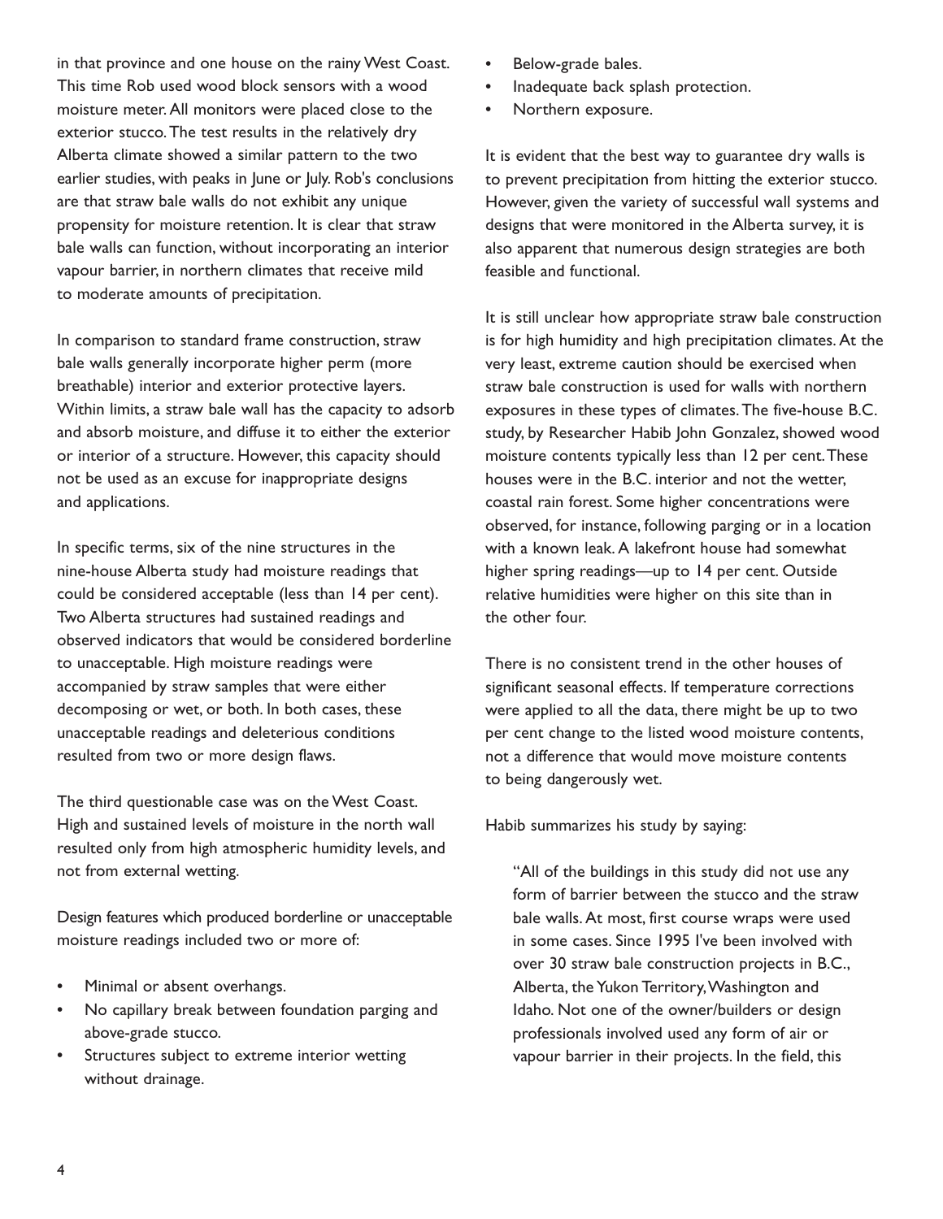in that province and one house on the rainy West Coast. This time Rob used wood block sensors with a wood moisture meter. All monitors were placed close to the exterior stucco. The test results in the relatively dry Alberta climate showed a similar pattern to the two earlier studies, with peaks in June or July. Rob's conclusions are that straw bale walls do not exhibit any unique propensity for moisture retention. It is clear that straw bale walls can function, without incorporating an interior vapour barrier, in northern climates that receive mild to moderate amounts of precipitation.

In comparison to standard frame construction, straw bale walls generally incorporate higher perm (more breathable) interior and exterior protective layers. Within limits, a straw bale wall has the capacity to adsorb and absorb moisture, and diffuse it to either the exterior or interior of a structure. However, this capacity should not be used as an excuse for inappropriate designs and applications.

In specific terms, six of the nine structures in the nine-house Alberta study had moisture readings that could be considered acceptable (less than 14 per cent). Two Alberta structures had sustained readings and observed indicators that would be considered borderline to unacceptable. High moisture readings were accompanied by straw samples that were either decomposing or wet, or both. In both cases, these unacceptable readings and deleterious conditions resulted from two or more design flaws.

The third questionable case was on the West Coast. High and sustained levels of moisture in the north wall resulted only from high atmospheric humidity levels, and not from external wetting.

Design features which produced borderline or unacceptable moisture readings included two or more of:

- Minimal or absent overhangs.
- No capillary break between foundation parging and above-grade stucco.
- Structures subject to extreme interior wetting without drainage.
- Below-grade bales.
- Inadequate back splash protection.
- Northern exposure.

It is evident that the best way to guarantee dry walls is to prevent precipitation from hitting the exterior stucco. However, given the variety of successful wall systems and designs that were monitored in the Alberta survey, it is also apparent that numerous design strategies are both feasible and functional.

It is still unclear how appropriate straw bale construction is for high humidity and high precipitation climates. At the very least, extreme caution should be exercised when straw bale construction is used for walls with northern exposures in these types of climates. The five-house B.C. study, by Researcher Habib John Gonzalez, showed wood moisture contents typically less than 12 per cent. These houses were in the B.C. interior and not the wetter, coastal rain forest. Some higher concentrations were observed, for instance, following parging or in a location with a known leak. A lakefront house had somewhat higher spring readings—up to 14 per cent. Outside relative humidities were higher on this site than in the other four.

There is no consistent trend in the other houses of significant seasonal effects. If temperature corrections were applied to all the data, there might be up to two per cent change to the listed wood moisture contents, not a difference that would move moisture contents to being dangerously wet.

Habib summarizes his study by saying:

> "All of the buildings in this study did not use any form of barrier between the stucco and the straw bale walls. At most, first course wraps were used in some cases. Since 1995 I've been involved with over 30 straw bale construction projects in B.C., Alberta, the Yukon Territory, Washington and Idaho. Not one of the owner/builders or design professionals involved used any form of air or vapour barrier in their projects. In the field, this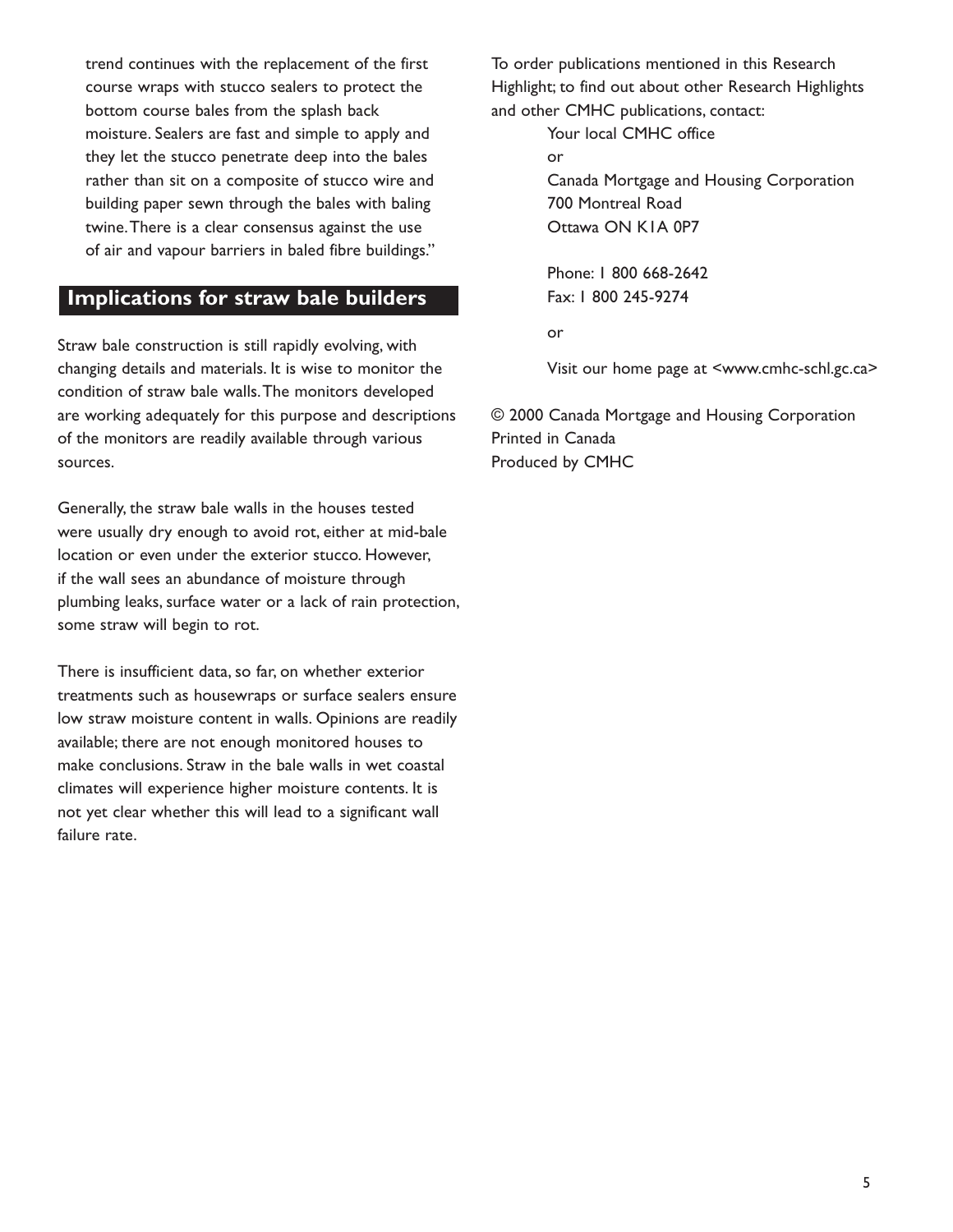trend continues with the replacement of the first course wraps with stucco sealers to protect the bottom course bales from the splash back moisture. Sealers are fast and simple to apply and they let the stucco penetrate deep into the bales rather than sit on a composite of stucco wire and building paper sewn through the bales with baling twine. There is a clear consensus against the use of air and vapour barriers in baled fibre buildings."

## Implications for straw bale builders

Straw bale construction is still rapidly evolving, with changing details and materials. It is wise to monitor the condition of straw bale walls. The monitors developed are working adequately for this purpose and descriptions of the monitors are readily available through various sources.

Generally, the straw bale walls in the houses tested were usually dry enough to avoid rot, either at mid-bale location or even under the exterior stucco. However, if the wall sees an abundance of moisture through plumbing leaks, surface water or a lack of rain protection, some straw will begin to rot.

There is insufficient data, so far, on whether exterior treatments such as housewraps or surface sealers ensure low straw moisture content in walls. Opinions are readily available; there are not enough monitored houses to make conclusions. Straw in the bale walls in wet coastal climates will experience higher moisture contents. It is not yet clear whether this will lead to a significant wall failure rate.

To order publications mentioned in this Research Highlight; to find out about other Research Highlights and other CMHC publications, contact:

Your local CMHC office
or
Canada Mortgage and Housing Corporation
700 Montreal Road
Ottawa ON K1A 0P7

Phone: 1 800 668-2642
Fax: 1 800 245-9274

or

Visit our home page at <www.cmhc-schl.gc.ca>

© 2000 Canada Mortgage and Housing Corporation
Printed in Canada
Produced by CMHC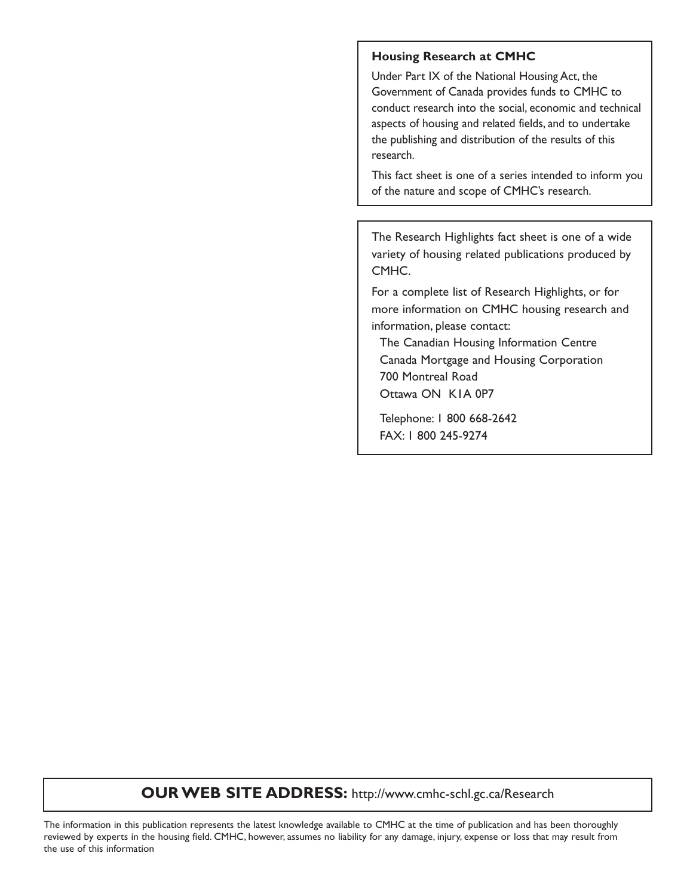**Housing Research at CMHC**

Under Part IX of the National Housing Act, the Government of Canada provides funds to CMHC to conduct research into the social, economic and technical aspects of housing and related fields, and to undertake the publishing and distribution of the results of this research.

This fact sheet is one of a series intended to inform you of the nature and scope of CMHC's research.

The Research Highlights fact sheet is one of a wide variety of housing related publications produced by CMHC.

For a complete list of Research Highlights, or for more information on CMHC housing research and information, please contact:

The Canadian Housing Information Centre
Canada Mortgage and Housing Corporation
700 Montreal Road
Ottawa ON K1A 0P7

Telephone: 1 800 668-2642
FAX: 1 800 245-9274

**OUR WEB SITE ADDRESS:** http://www.cmhc-schl.gc.ca/Research

The information in this publication represents the latest knowledge available to CMHC at the time of publication and has been thoroughly reviewed by experts in the housing field. CMHC, however, assumes no liability for any damage, injury, expense or loss that may result from the use of this information